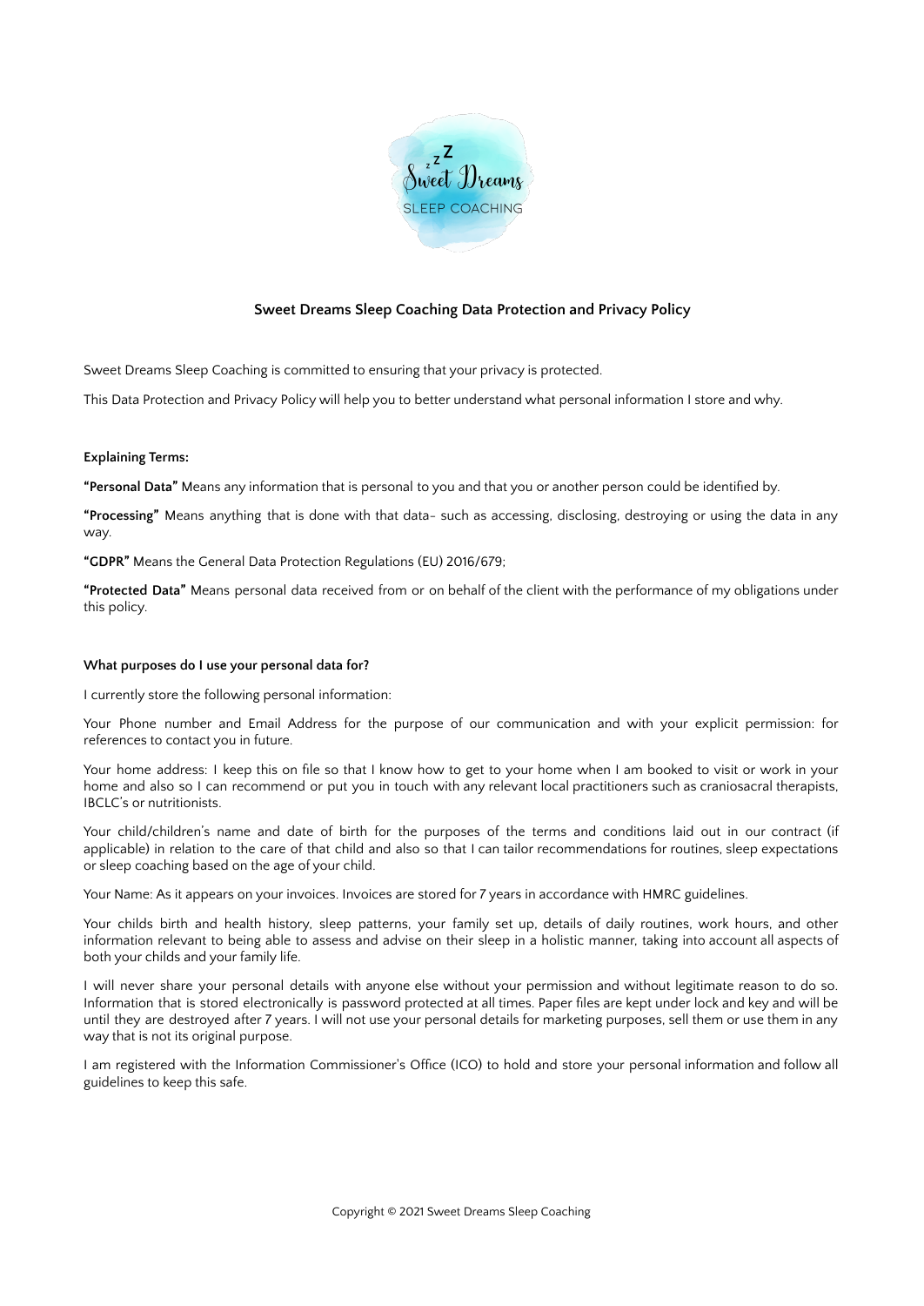# Sweet Dreams Sleep Coaching Data Protection and Privacy Policy

Sweet Dreams Sleep Coaching is committed to ensuring that your privacy is protected.

This Data Protection and Privacy Policy will help you to better understand what personal information I store and why.

### Explaining Terms:

**"Personal Data"** Means any information that is personal to you and that you or another person could be identified by.

**"Processing"** Means anything that is done with that data- such as accessing, disclosing, destroying or using the data in any way.

**"GDPR"** Means the General Data Protection Regulations (EU) 2016/679;

**"Protected Data"** Means personal data received from or on behalf of the client with the performance of my obligations under this policy.

### What purposes do I use your personal data for?

I currently store the following personal information:

Your Phone number and Email Address for the purpose of our communication and with your explicit permission: for references to contact you in future.

Your home address: I keep this on file so that I know how to get to your home when I am booked to visit or work in your home and also so I can recommend or put you in touch with any relevant local practitioners such as craniosacral therapists, IBCLC's or nutritionists.

Your child/children's name and date of birth for the purposes of the terms and conditions laid out in our contract (if applicable) in relation to the care of that child and also so that I can tailor recommendations for routines, sleep expectations or sleep coaching based on the age of your child.

Your Name: As it appears on your invoices. Invoices are stored for 7 years in accordance with HMRC guidelines.

Your childs birth and health history, sleep patterns, your family set up, details of daily routines, work hours, and other information relevant to being able to assess and advise on their sleep in a holistic manner, taking into account all aspects of both your childs and your family life.

I will never share your personal details with anyone else without your permission and without legitimate reason to do so. Information that is stored electronically is password protected at all times. Paper files are kept under lock and key and will be until they are destroyed after 7 years. I will not use your personal details for marketing purposes, sell them or use them in any way that is not its original purpose.

I am registered with the Information Commissioner's Office (ICO) to hold and store your personal information and follow all guidelines to keep this safe.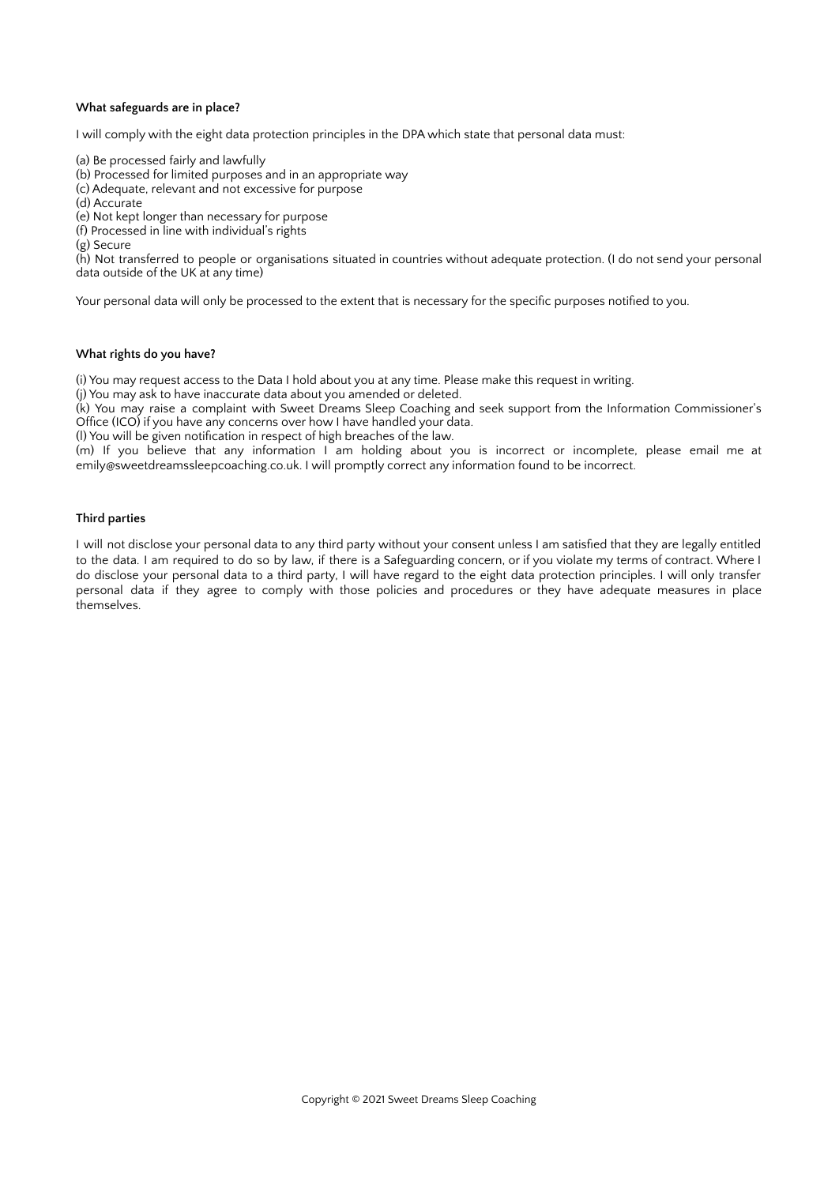**What safeguards are in place?**

I will comply with the eight data protection principles in the DPA which state that personal data must:

(a) Be processed fairly and lawfully
(b) Processed for limited purposes and in an appropriate way
(c) Adequate, relevant and not excessive for purpose
(d) Accurate
(e) Not kept longer than necessary for purpose
(f) Processed in line with individual's rights
(g) Secure
(h) Not transferred to people or organisations situated in countries without adequate protection. (I do not send your personal data outside of the UK at any time)

Your personal data will only be processed to the extent that is necessary for the specific purposes notified to you.

**What rights do you have?**

(i) You may request access to the Data I hold about you at any time. Please make this request in writing.
(j) You may ask to have inaccurate data about you amended or deleted.
(k) You may raise a complaint with Sweet Dreams Sleep Coaching and seek support from the Information Commissioner's Office (ICO) if you have any concerns over how I have handled your data.
(l) You will be given notification in respect of high breaches of the law.
(m) If you believe that any information I am holding about you is incorrect or incomplete, please email me at emily@sweetdreamssleepcoaching.co.uk. I will promptly correct any information found to be incorrect.

**Third parties**

I will not disclose your personal data to any third party without your consent unless I am satisfied that they are legally entitled to the data. I am required to do so by law, if there is a Safeguarding concern, or if you violate my terms of contract. Where I do disclose your personal data to a third party, I will have regard to the eight data protection principles. I will only transfer personal data if they agree to comply with those policies and procedures or they have adequate measures in place themselves.

Copyright © 2021 Sweet Dreams Sleep Coaching